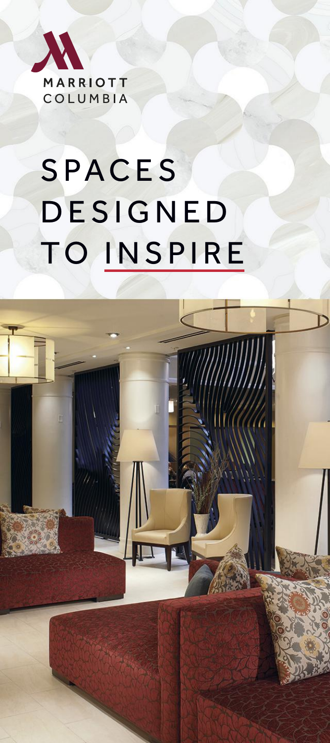MARRIOTT
COLUMBIA

# SPACES DESIGNED TO INSPIRE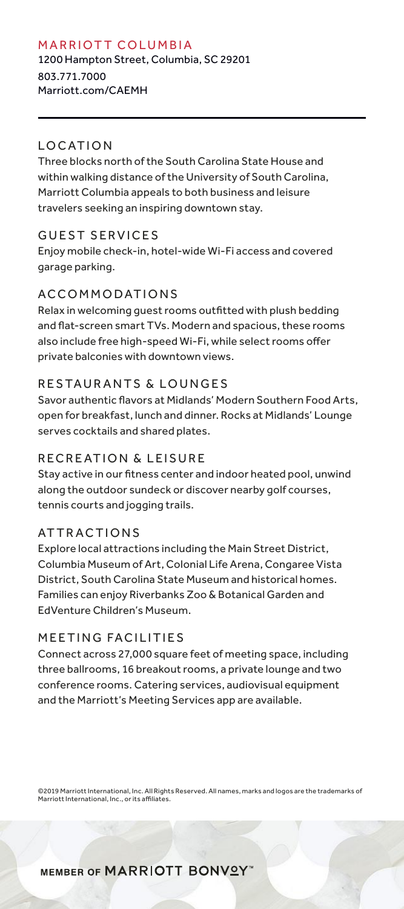## MARRIOTT COLUMBIA

1200 Hampton Street, Columbia, SC 29201
803.771.7000
Marriott.com/CAEMH

### LOCATION

Three blocks north of the South Carolina State House and within walking distance of the University of South Carolina, Marriott Columbia appeals to both business and leisure travelers seeking an inspiring downtown stay.

### GUEST SERVICES

Enjoy mobile check-in, hotel-wide Wi-Fi access and covered garage parking.

### ACCOMMODATIONS

Relax in welcoming guest rooms outfitted with plush bedding and flat-screen smart TVs. Modern and spacious, these rooms also include free high-speed Wi-Fi, while select rooms offer private balconies with downtown views.

### RESTAURANTS & LOUNGES

Savor authentic flavors at Midlands' Modern Southern Food Arts, open for breakfast, lunch and dinner. Rocks at Midlands' Lounge serves cocktails and shared plates.

### RECREATION & LEISURE

Stay active in our fitness center and indoor heated pool, unwind along the outdoor sundeck or discover nearby golf courses, tennis courts and jogging trails.

### ATTRACTIONS

Explore local attractions including the Main Street District, Columbia Museum of Art, Colonial Life Arena, Congaree Vista District, South Carolina State Museum and historical homes. Families can enjoy Riverbanks Zoo & Botanical Garden and EdVenture Children's Museum.

### MEETING FACILITIES

Connect across 27,000 square feet of meeting space, including three ballrooms, 16 breakout rooms, a private lounge and two conference rooms. Catering services, audiovisual equipment and the Marriott's Meeting Services app are available.

©2019 Marriott International, Inc. All Rights Reserved. All names, marks and logos are the trademarks of Marriott International, Inc., or its affiliates.

MEMBER OF MARRIOTT BONVOY™